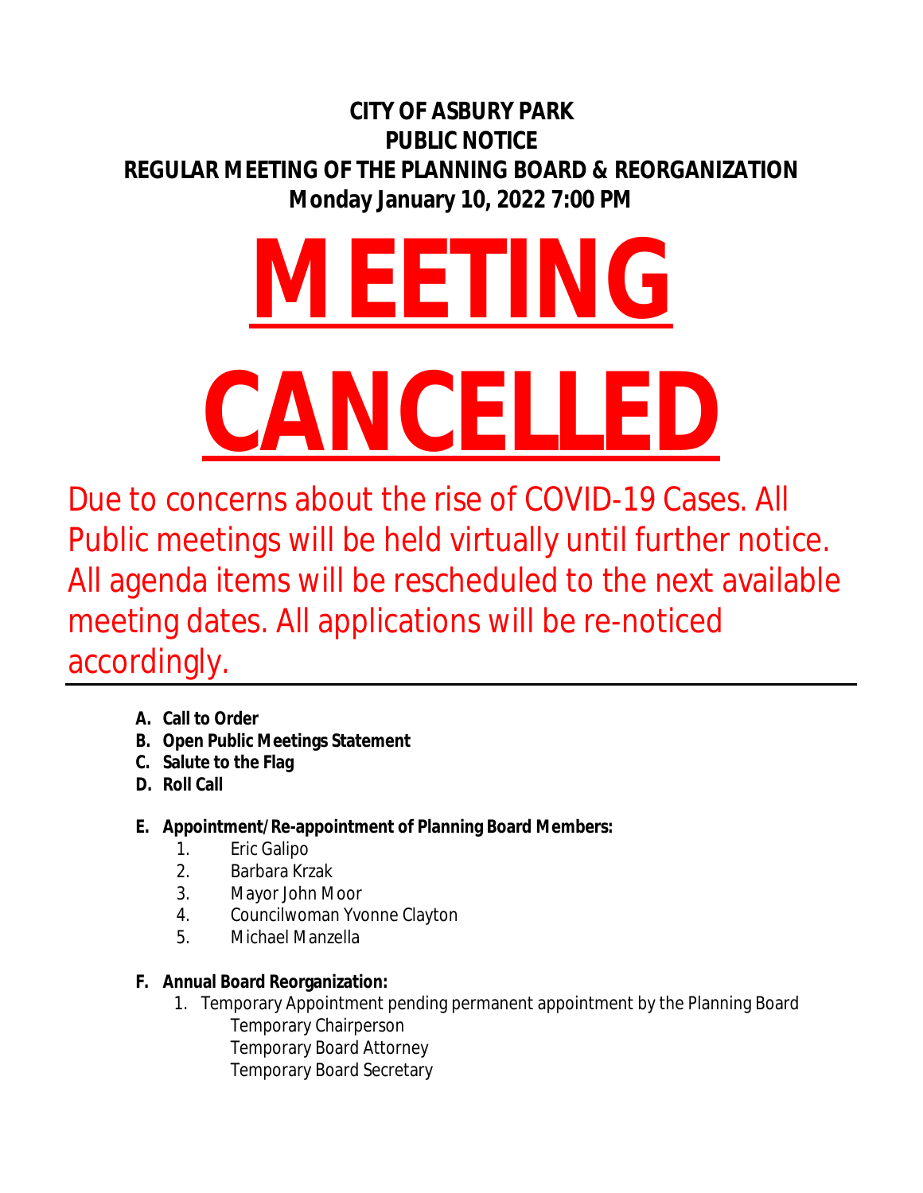**CITY OF ASBURY PARK**
**PUBLIC NOTICE**
**REGULAR MEETING OF THE PLANNING BOARD & REORGANIZATION**
**Monday January 10, 2022 7:00 PM**

# MEETING CANCELLED

Due to concerns about the rise of COVID-19 Cases. All Public meetings will be held virtually until further notice. All agenda items will be rescheduled to the next available meeting dates. All applications will be re-noticed accordingly.

---

**A. Call to Order**
**B. Open Public Meetings Statement**
**C. Salute to the Flag**
**D. Roll Call**

**E. Appointment/Re-appointment of Planning Board Members:**

1. Eric Galipo
2. Barbara Krzak
3. Mayor John Moor
4. Councilwoman Yvonne Clayton
5. Michael Manzella

**F. Annual Board Reorganization:**

1. Temporary Appointment pending permanent appointment by the Planning Board
   Temporary Chairperson
   Temporary Board Attorney
   Temporary Board Secretary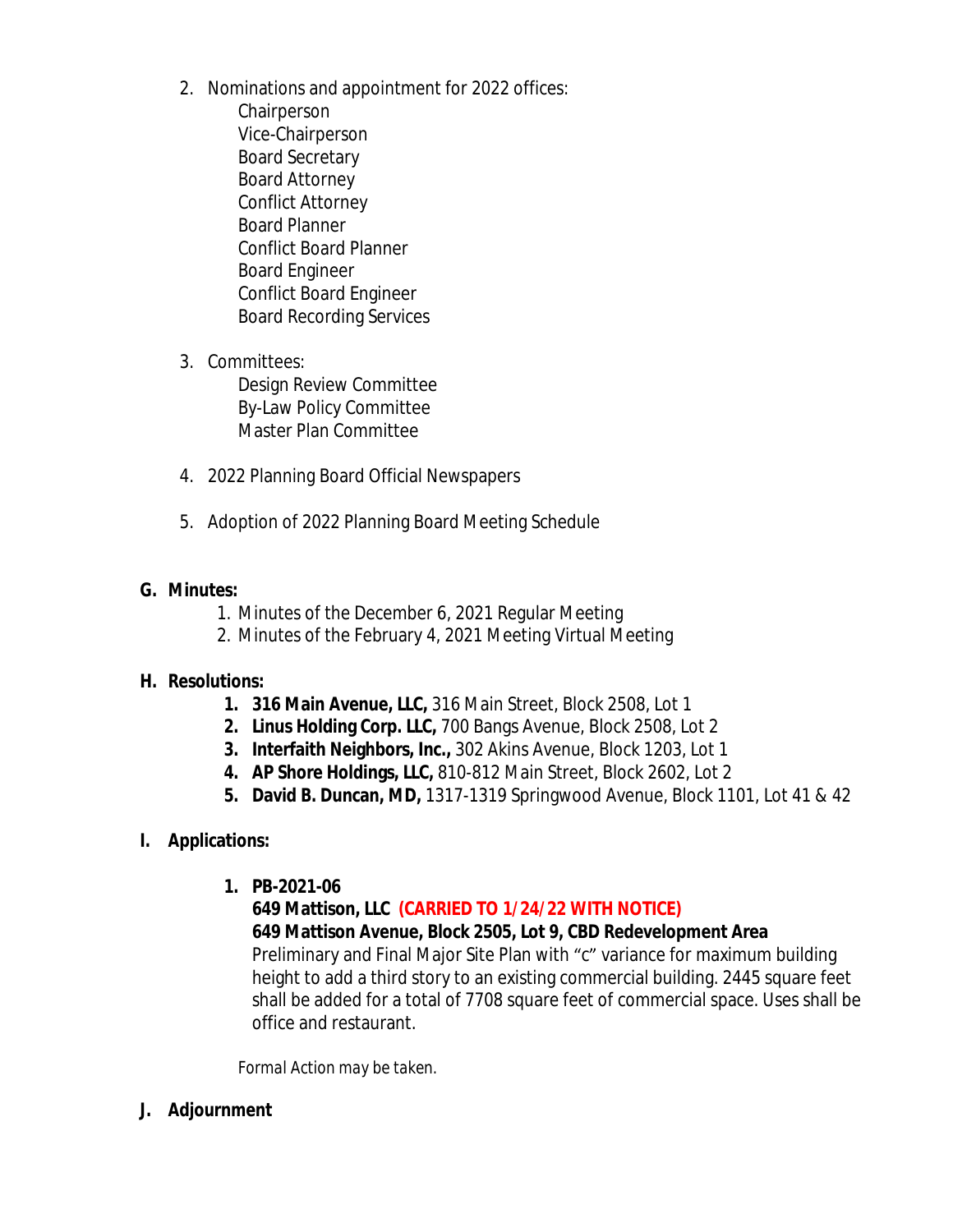2. Nominations and appointment for 2022 offices:
   - Chairperson
   - Vice-Chairperson
   - Board Secretary
   - Board Attorney
   - Conflict Attorney
   - Board Planner
   - Conflict Board Planner
   - Board Engineer
   - Conflict Board Engineer
   - Board Recording Services

3. Committees:
   - Design Review Committee
   - By-Law Policy Committee
   - Master Plan Committee

4. 2022 Planning Board Official Newspapers

5. Adoption of 2022 Planning Board Meeting Schedule

**G. Minutes:**

1. Minutes of the December 6, 2021 Regular Meeting
2. Minutes of the February 4, 2021 Meeting Virtual Meeting

**H. Resolutions:**

1. **316 Main Avenue, LLC,** 316 Main Street, Block 2508, Lot 1
2. **Linus Holding Corp. LLC,** 700 Bangs Avenue, Block 2508, Lot 2
3. **Interfaith Neighbors, Inc.,** 302 Akins Avenue, Block 1203, Lot 1
4. **AP Shore Holdings, LLC,** 810-812 Main Street, Block 2602, Lot 2
5. **David B. Duncan, MD,** 1317-1319 Springwood Avenue, Block 1101, Lot 41 & 42

**I. Applications:**

1. **PB-2021-06**
   **649 Mattison, LLC (CARRIED TO 1/24/22 WITH NOTICE)**
   **649 Mattison Avenue, Block 2505, Lot 9, CBD Redevelopment Area**
   Preliminary and Final Major Site Plan with "c" variance for maximum building height to add a third story to an existing commercial building. 2445 square feet shall be added for a total of 7708 square feet of commercial space. Uses shall be office and restaurant.

   *Formal Action may be taken.*

**J. Adjournment**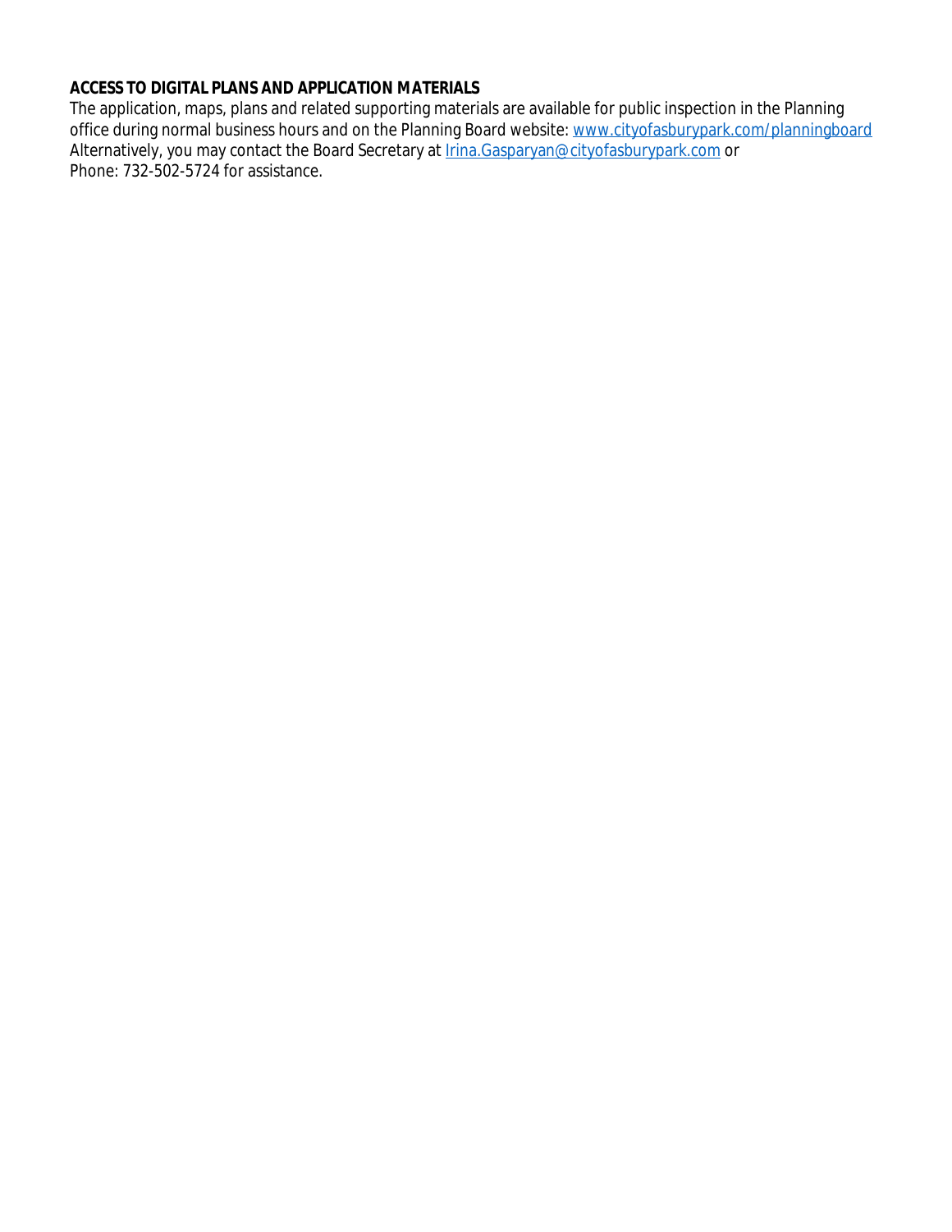**ACCESS TO DIGITAL PLANS AND APPLICATION MATERIALS**

The application, maps, plans and related supporting materials are available for public inspection in the Planning office during normal business hours and on the Planning Board website: www.cityofasburypark.com/planningboard
Alternatively, you may contact the Board Secretary at Irina.Gasparyan@cityofasburypark.com or
Phone: 732-502-5724 for assistance.